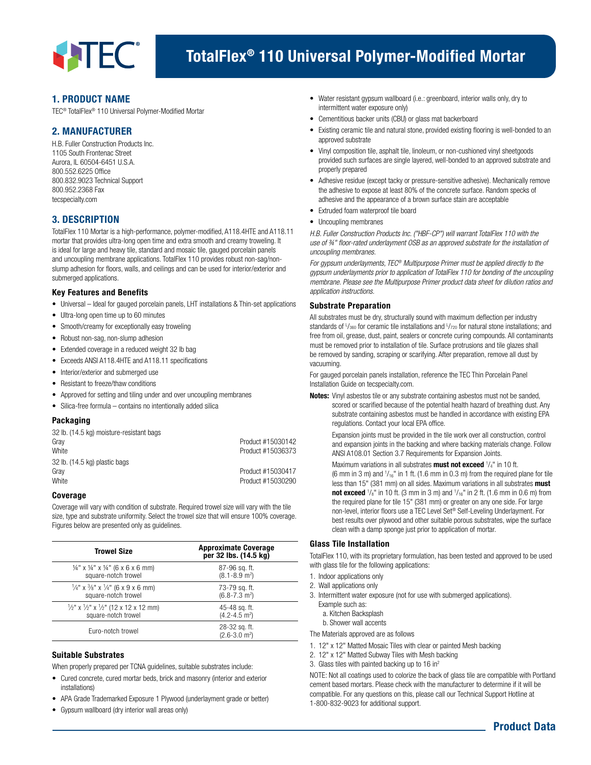# TotalFlex® 110 Universal Polymer-Modified Mortar

## 1. PRODUCT NAME

TEC® TotalFlex® 110 Universal Polymer-Modified Mortar

## 2. MANUFACTURER

H.B. Fuller Construction Products Inc.
1105 South Frontenac Street
Aurora, IL 60504-6451 U.S.A.
800.552.6225 Office
800.832.9023 Technical Support
800.952.2368 Fax
tecspecialty.com

## 3. DESCRIPTION

TotalFlex 110 Mortar is a high-performance, polymer-modified, A118.4HTE and A118.11 mortar that provides ultra-long open time and extra smooth and creamy troweling. It is ideal for large and heavy tile, standard and mosaic tile, gauged porcelain panels and uncoupling membrane applications. TotalFlex 110 provides robust non-sag/non-slump adhesion for floors, walls, and ceilings and can be used for interior/exterior and submerged applications.

### Key Features and Benefits

- Universal – Ideal for gauged porcelain panels, LHT installations & Thin-set applications
- Ultra-long open time up to 60 minutes
- Smooth/creamy for exceptionally easy troweling
- Robust non-sag, non-slump adhesion
- Extended coverage in a reduced weight 32 lb bag
- Exceeds ANSI A118.4HTE and A118.11 specifications
- Interior/exterior and submerged use
- Resistant to freeze/thaw conditions
- Approved for setting and tiling under and over uncoupling membranes
- Silica-free formula – contains no intentionally added silica

### Packaging

32 lb. (14.5 kg) moisture-resistant bags

| | |
|---|---|
| Gray | Product #15030142 |
| White | Product #15036373 |

32 lb. (14.5 kg) plastic bags

| | |
|---|---|
| Gray | Product #15030417 |
| White | Product #15030290 |

### Coverage

Coverage will vary with condition of substrate. Required trowel size will vary with the tile size, type and substrate uniformity. Select the trowel size that will ensure 100% coverage. Figures below are presented only as guidelines.

| Trowel Size | Approximate Coverage per 32 lbs. (14.5 kg) |
|---|---|
| ¼" x ¼" x ¼" (6 x 6 x 6 mm) square-notch trowel | 87-96 sq. ft. (8.1-8.9 m²) |
| ¼" x ⅜" x ¼" (6 x 9 x 6 mm) square-notch trowel | 73-79 sq. ft. (6.8-7.3 m²) |
| ½" x ½" x ½" (12 x 12 x 12 mm) square-notch trowel | 45-48 sq. ft. (4.2-4.5 m²) |
| Euro-notch trowel | 28-32 sq. ft. (2.6-3.0 m²) |

### Suitable Substrates

When properly prepared per TCNA guidelines, suitable substrates include:

- Cured concrete, cured mortar beds, brick and masonry (interior and exterior installations)
- APA Grade Trademarked Exposure 1 Plywood (underlayment grade or better)
- Gypsum wallboard (dry interior wall areas only)
- Water resistant gypsum wallboard (i.e.: greenboard, interior walls only, dry to intermittent water exposure only)
- Cementitious backer units (CBU) or glass mat backerboard
- Existing ceramic tile and natural stone, provided existing flooring is well-bonded to an approved substrate
- Vinyl composition tile, asphalt tile, linoleum, or non-cushioned vinyl sheetgoods provided such surfaces are single layered, well-bonded to an approved substrate and properly prepared
- Adhesive residue (except tacky or pressure-sensitive adhesive). Mechanically remove the adhesive to expose at least 80% of the concrete surface. Random specks of adhesive and the appearance of a brown surface stain are acceptable
- Extruded foam waterproof tile board
- Uncoupling membranes

*H.B. Fuller Construction Products Inc. ("HBF-CP") will warrant TotalFlex 110 with the use of ¾" floor-rated underlayment OSB as an approved substrate for the installation of uncoupling membranes.*

*For gypsum underlayments, TEC® Multipurpose Primer must be applied directly to the gypsum underlayments prior to application of TotalFlex 110 for bonding of the uncoupling membrane. Please see the Multipurpose Primer product data sheet for dilution ratios and application instructions.*

### Substrate Preparation

All substrates must be dry, structurally sound with maximum deflection per industry standards of L/360 for ceramic tile installations and L/720 for natural stone installations; and free from oil, grease, dust, paint, sealers or concrete curing compounds. All contaminants must be removed prior to installation of tile. Surface protrusions and tile glazes shall be removed by sanding, scraping or scarifying. After preparation, remove all dust by vacuuming.

For gauged porcelain panels installation, reference the TEC Thin Porcelain Panel Installation Guide on tecspecialty.com.

**Notes:** Vinyl asbestos tile or any substrate containing asbestos must not be sanded, scored or scarified because of the potential health hazard of breathing dust. Any substrate containing asbestos must be handled in accordance with existing EPA regulations. Contact your local EPA office.

Expansion joints must be provided in the tile work over all construction, control and expansion joints in the backing and where backing materials change. Follow ANSI A108.01 Section 3.7 Requirements for Expansion Joints.

Maximum variations in all substrates **must not exceed** ¼" in 10 ft. (6 mm in 3 m) and 1/16" in 1 ft. (1.6 mm in 0.3 m) from the required plane for tile less than 15" (381 mm) on all sides. Maximum variations in all substrates **must not exceed** ⅛" in 10 ft. (3 mm in 3 m) and 1/16" in 2 ft. (1.6 mm in 0.6 m) from the required plane for tile 15" (381 mm) or greater on any one side. For large non-level, interior floors use a TEC Level Set® Self-Leveling Underlayment. For best results over plywood and other suitable porous substrates, wipe the surface clean with a damp sponge just prior to application of mortar.

### Glass Tile Installation

TotalFlex 110, with its proprietary formulation, has been tested and approved to be used with glass tile for the following applications:

1. Indoor applications only
2. Wall applications only
3. Intermittent water exposure (not for use with submerged applications). Example such as:
   a. Kitchen Backsplash
   b. Shower wall accents

The Materials approved are as follows

1. 12" x 12" Matted Mosaic Tiles with clear or painted Mesh backing
2. 12" x 12" Matted Subway Tiles with Mesh backing
3. Glass tiles with painted backing up to 16 in²

NOTE: Not all coatings used to colorize the back of glass tile are compatible with Portland cement based mortars. Please check with the manufacturer to determine if it will be compatible. For any questions on this, please call our Technical Support Hotline at 1-800-832-9023 for additional support.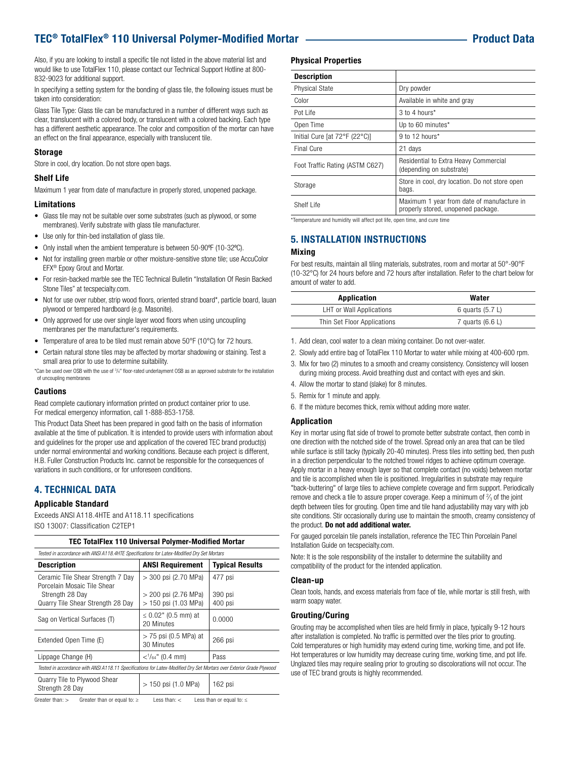Also, if you are looking to install a specific tile not listed in the above material list and would like to use TotalFlex 110, please contact our Technical Support Hotline at 800-832-9023 for additional support.

In specifying a setting system for the bonding of glass tile, the following issues must be taken into consideration:

Glass Tile Type: Glass tile can be manufactured in a number of different ways such as clear, translucent with a colored body, or translucent with a colored backing. Each type has a different aesthetic appearance. The color and composition of the mortar can have an effect on the final appearance, especially with translucent tile.

### Storage

Store in cool, dry location. Do not store open bags.

### Shelf Life

Maximum 1 year from date of manufacture in properly stored, unopened package.

### Limitations

- Glass tile may not be suitable over some substrates (such as plywood, or some membranes). Verify substrate with glass tile manufacturer.
- Use only for thin-bed installation of glass tile.
- Only install when the ambient temperature is between 50-90ºF (10-32ºC).
- Not for installing green marble or other moisture-sensitive stone tile; use AccuColor EFX® Epoxy Grout and Mortar.
- For resin-backed marble see the TEC Technical Bulletin "Installation Of Resin Backed Stone Tiles" at tecspecialty.com.
- Not for use over rubber, strip wood floors, oriented strand board*, particle board, lauan plywood or tempered hardboard (e.g. Masonite).
- Only approved for use over single layer wood floors when using uncoupling membranes per the manufacturer's requirements.
- Temperature of area to be tiled must remain above 50°F (10°C) for 72 hours.
- Certain natural stone tiles may be affected by mortar shadowing or staining. Test a small area prior to use to determine suitability.

*Can be used over OSB with the use of 3/4" floor-rated underlayment OSB as an approved substrate for the installation of uncoupling membranes

### Cautions

Read complete cautionary information printed on product container prior to use. For medical emergency information, call 1-888-853-1758.

This Product Data Sheet has been prepared in good faith on the basis of information available at the time of publication. It is intended to provide users with information about and guidelines for the proper use and application of the covered TEC brand product(s) under normal environmental and working conditions. Because each project is different, H.B. Fuller Construction Products Inc. cannot be responsible for the consequences of variations in such conditions, or for unforeseen conditions.

## 4. TECHNICAL DATA

### Applicable Standard

Exceeds ANSI A118.4HTE and A118.11 specifications
ISO 13007: Classification C2TEP1

**TEC TotalFlex 110 Universal Polymer-Modified Mortar**

*Tested in accordance with ANSI A118.4HTE Specifications for Latex-Modified Dry Set Mortars*

| Description | ANSI Requirement | Typical Results |
|---|---|---|
| Ceramic Tile Shear Strength 7 Day | > 300 psi (2.70 MPa) | 477 psi |
| Porcelain Mosaic Tile Shear Strength 28 Day | > 200 psi (2.76 MPa) | 390 psi |
| Quarry Tile Shear Strength 28 Day | > 150 psi (1.03 MPa) | 400 psi |
| Sag on Vertical Surfaces (T) | ≤ 0.02" (0.5 mm) at 20 Minutes | 0.0000 |
| Extended Open Time (E) | > 75 psi (0.5 MPa) at 30 Minutes | 266 psi |
| Lippage Change (H) | <1/64" (0.4 mm) | Pass |
| *Tested in accordance with ANSI A118.11 Specifications for Latex-Modified Dry Set Mortars over Exterior Grade Plywood* | | |
| Quarry Tile to Plywood Shear Strength 28 Day | > 150 psi (1.0 MPa) | 162 psi |

Greater than: > Greater than or equal to: ≥ Less than: < Less than or equal to: ≤

### Physical Properties

| Description | |
|---|---|
| Physical State | Dry powder |
| Color | Available in white and gray |
| Pot Life | 3 to 4 hours* |
| Open Time | Up to 60 minutes* |
| Initial Cure [at 72°F (22°C)] | 9 to 12 hours* |
| Final Cure | 21 days |
| Foot Traffic Rating (ASTM C627) | Residential to Extra Heavy Commercial (depending on substrate) |
| Storage | Store in cool, dry location. Do not store open bags. |
| Shelf Life | Maximum 1 year from date of manufacture in properly stored, unopened package. |

*Temperature and humidity will affect pot life, open time, and cure time

## 5. INSTALLATION INSTRUCTIONS

### Mixing

For best results, maintain all tiling materials, substrates, room and mortar at 50°-90°F (10-32°C) for 24 hours before and 72 hours after installation. Refer to the chart below for amount of water to add.

| Application | Water |
|---|---|
| LHT or Wall Applications | 6 quarts (5.7 L) |
| Thin Set Floor Applications | 7 quarts (6.6 L) |

1. Add clean, cool water to a clean mixing container. Do not over-water.
2. Slowly add entire bag of TotalFlex 110 Mortar to water while mixing at 400-600 rpm.
3. Mix for two (2) minutes to a smooth and creamy consistency. Consistency will loosen during mixing process. Avoid breathing dust and contact with eyes and skin.
4. Allow the mortar to stand (slake) for 8 minutes.
5. Remix for 1 minute and apply.
6. If the mixture becomes thick, remix without adding more water.

### Application

Key in mortar using flat side of trowel to promote better substrate contact, then comb in one direction with the notched side of the trowel. Spread only an area that can be tiled while surface is still tacky (typically 20-40 minutes). Press tiles into setting bed, then push in a direction perpendicular to the notched trowel ridges to achieve optimum coverage. Apply mortar in a heavy enough layer so that complete contact (no voids) between mortar and tile is accomplished when tile is positioned. Irregularities in substrate may require "back-buttering" of large tiles to achieve complete coverage and firm support. Periodically remove and check a tile to assure proper coverage. Keep a minimum of ⅔ of the joint depth between tiles for grouting. Open time and tile hand adjustability may vary with job site conditions. Stir occasionally during use to maintain the smooth, creamy consistency of the product. **Do not add additional water.**

For gauged porcelain tile panels installation, reference the TEC Thin Porcelain Panel Installation Guide on tecspecialty.com.

Note: It is the sole responsibility of the installer to determine the suitability and compatibility of the product for the intended application.

### Clean-up

Clean tools, hands, and excess materials from face of tile, while mortar is still fresh, with warm soapy water.

### Grouting/Curing

Grouting may be accomplished when tiles are held firmly in place, typically 9-12 hours after installation is completed. No traffic is permitted over the tiles prior to grouting. Cold temperatures or high humidity may extend curing time, working time, and pot life. Hot temperatures or low humidity may decrease curing time, working time, and pot life. Unglazed tiles may require sealing prior to grouting so discolorations will not occur. The use of TEC brand grouts is highly recommended.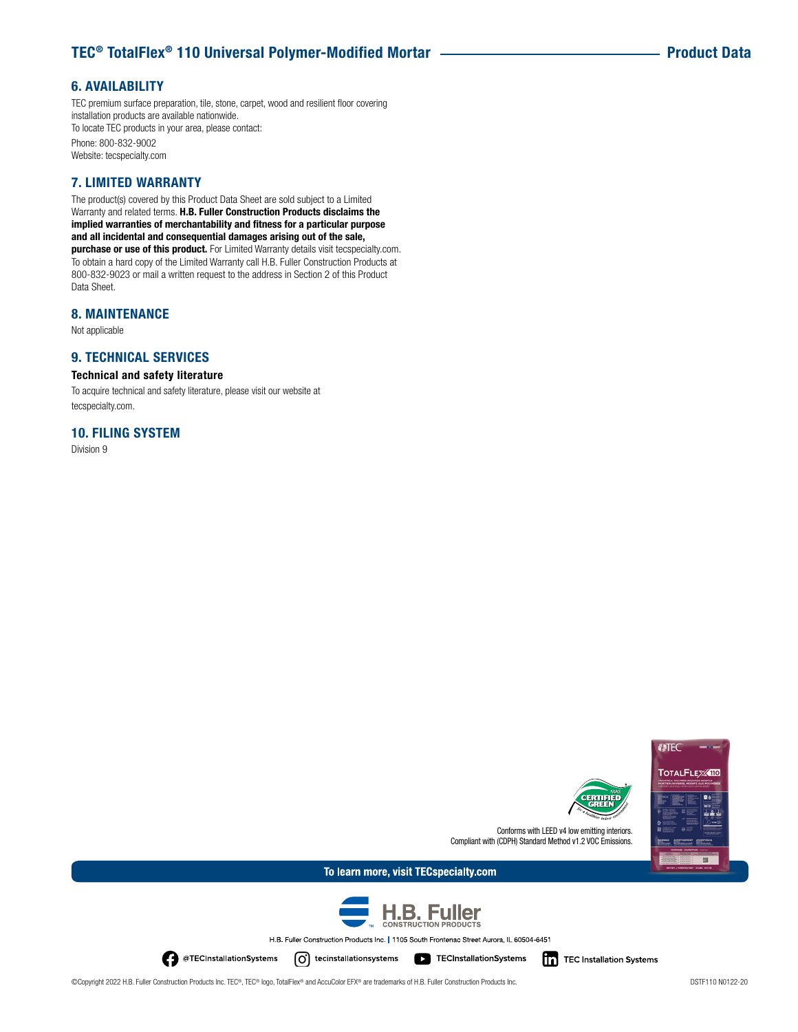## 6. AVAILABILITY

TEC premium surface preparation, tile, stone, carpet, wood and resilient floor covering installation products are available nationwide.
To locate TEC products in your area, please contact:

Phone: 800-832-9002
Website: tecspecialty.com

## 7. LIMITED WARRANTY

The product(s) covered by this Product Data Sheet are sold subject to a Limited Warranty and related terms. **H.B. Fuller Construction Products disclaims the implied warranties of merchantability and fitness for a particular purpose and all incidental and consequential damages arising out of the sale, purchase or use of this product.** For Limited Warranty details visit tecspecialty.com. To obtain a hard copy of the Limited Warranty call H.B. Fuller Construction Products at 800-832-9023 or mail a written request to the address in Section 2 of this Product Data Sheet.

## 8. MAINTENANCE

Not applicable

## 9. TECHNICAL SERVICES

### Technical and safety literature

To acquire technical and safety literature, please visit our website at tecspecialty.com.

## 10. FILING SYSTEM

Division 9

Conforms with LEED v4 low emitting interiors.
Compliant with (CDPH) Standard Method v1.2 VOC Emissions.

**To learn more, visit TECspecialty.com**

H.B. Fuller Construction Products Inc. | 1105 South Frontenac Street Aurora, IL 60504-6451

@TECInstallationSystems tecinstallationsystems TECInstallationSystems TEC Installation Systems

©Copyright 2022 H.B. Fuller Construction Products Inc. TEC®, TEC® logo, TotalFlex® and AccuColor EFX® are trademarks of H.B. Fuller Construction Products Inc.

DSTF110 N0122-20